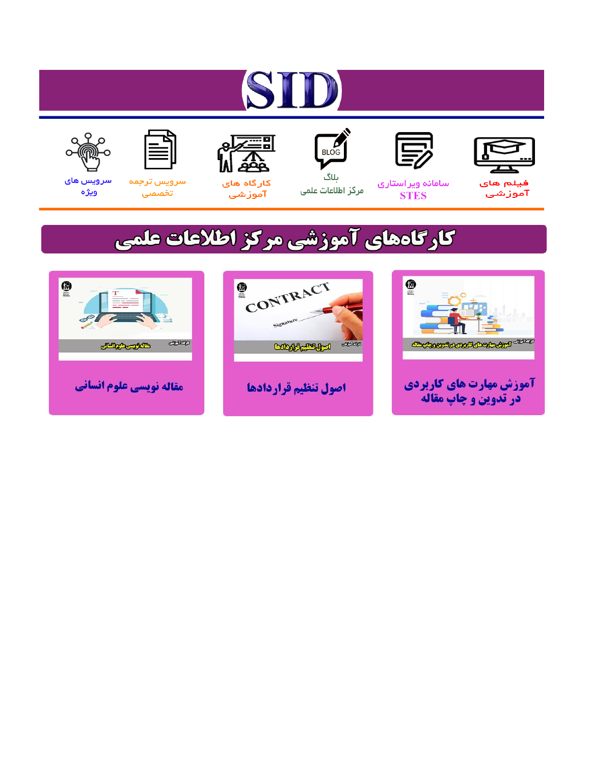# SID

فیلم های آموزشی | سامانه ویراستاری STES | بلاگ مرکز اطلاعات علمی | کارگاه های آموزشی | سرویس ترجمه تخصصی | سرویس های ویژه

## کارگاه‌های آموزشی مرکز اطلاعات علمی

آموزش مهارت های کاربردی در تدوین و چاپ مقاله

اصول تنظیم قراردادها

مقاله نویسی علوم انسانی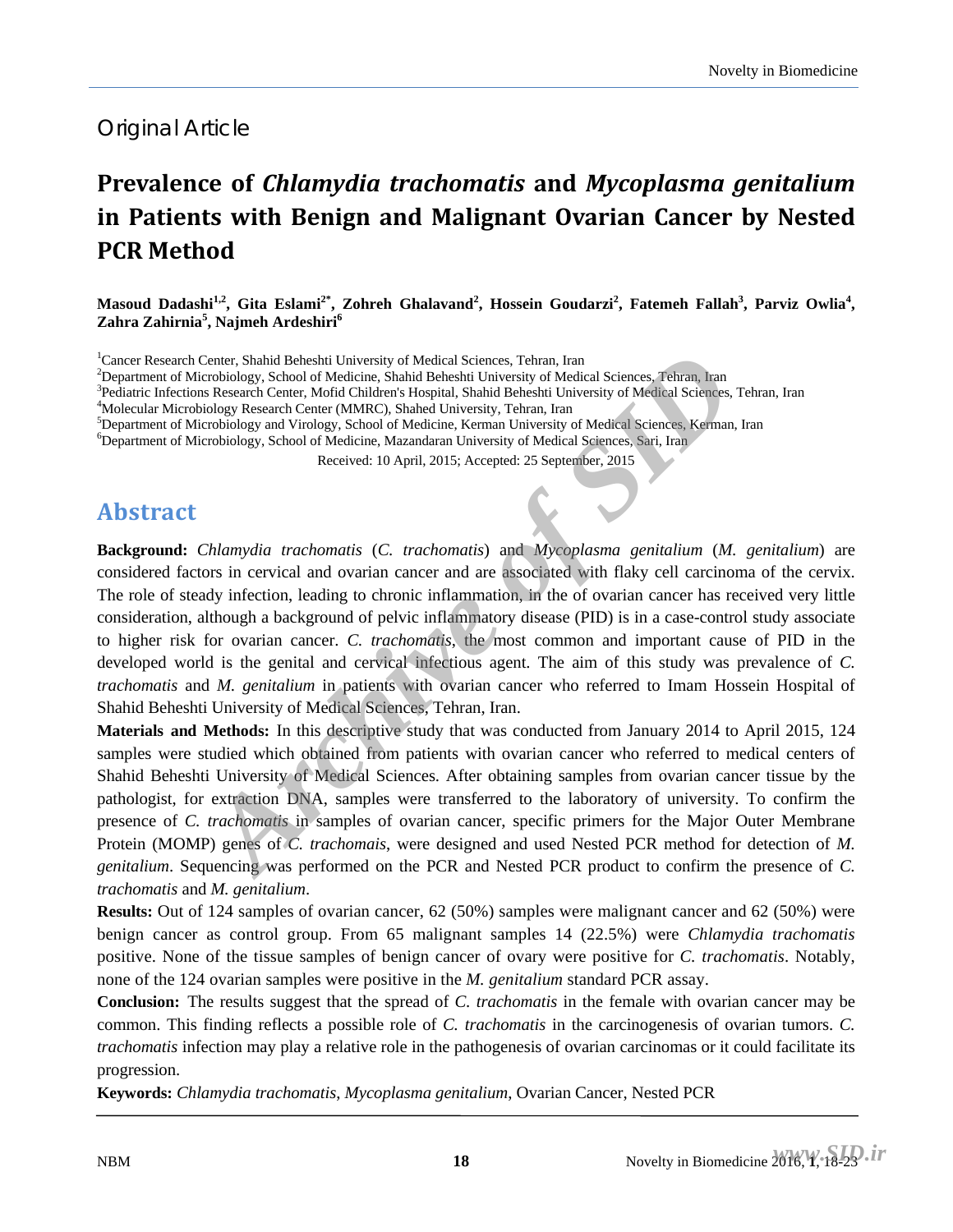Original Article

# Prevalence of *Chlamydia trachomatis* and *Mycoplasma genitalium* in Patients with Benign and Malignant Ovarian Cancer by Nested PCR Method

**Masoud Dadashi[1,2], Gita Eslami[2*], Zohreh Ghalavand[2], Hossein Goudarzi[2], Fatemeh Fallah[3], Parviz Owlia[4], Zahra Zahirnia[5], Najmeh Ardeshiri[6]**

[1]Cancer Research Center, Shahid Beheshti University of Medical Sciences, Tehran, Iran
[2]Department of Microbiology, School of Medicine, Shahid Beheshti University of Medical Sciences, Tehran, Iran
[3]Pediatric Infections Research Center, Mofid Children's Hospital, Shahid Beheshti University of Medical Sciences, Tehran, Iran
[4]Molecular Microbiology Research Center (MMRC), Shahed University, Tehran, Iran
[5]Department of Microbiology and Virology, School of Medicine, Kerman University of Medical Sciences, Kerman, Iran
[6]Department of Microbiology, School of Medicine, Mazandaran University of Medical Sciences, Sari, Iran

Received: 10 April, 2015; Accepted: 25 September, 2015

## Abstract

**Background:** *Chlamydia trachomatis* (*C. trachomatis*) and *Mycoplasma genitalium* (*M. genitalium*) are considered factors in cervical and ovarian cancer and are associated with flaky cell carcinoma of the cervix. The role of steady infection, leading to chronic inflammation, in the of ovarian cancer has received very little consideration, although a background of pelvic inflammatory disease (PID) is in a case-control study associate to higher risk for ovarian cancer. *C. trachomatis*, the most common and important cause of PID in the developed world is the genital and cervical infectious agent. The aim of this study was prevalence of *C. trachomatis* and *M. genitalium* in patients with ovarian cancer who referred to Imam Hossein Hospital of Shahid Beheshti University of Medical Sciences, Tehran, Iran.

**Materials and Methods:** In this descriptive study that was conducted from January 2014 to April 2015, 124 samples were studied which obtained from patients with ovarian cancer who referred to medical centers of Shahid Beheshti University of Medical Sciences. After obtaining samples from ovarian cancer tissue by the pathologist, for extraction DNA, samples were transferred to the laboratory of university. To confirm the presence of *C. trachomatis* in samples of ovarian cancer, specific primers for the Major Outer Membrane Protein (MOMP) genes of *C. trachomais*, were designed and used Nested PCR method for detection of *M. genitalium*. Sequencing was performed on the PCR and Nested PCR product to confirm the presence of *C. trachomatis* and *M. genitalium*.

**Results:** Out of 124 samples of ovarian cancer, 62 (50%) samples were malignant cancer and 62 (50%) were benign cancer as control group. From 65 malignant samples 14 (22.5%) were *Chlamydia trachomatis* positive. None of the tissue samples of benign cancer of ovary were positive for *C. trachomatis*. Notably, none of the 124 ovarian samples were positive in the *M. genitalium* standard PCR assay.

**Conclusion:** The results suggest that the spread of *C. trachomatis* in the female with ovarian cancer may be common. This finding reflects a possible role of *C. trachomatis* in the carcinogenesis of ovarian tumors. *C. trachomatis* infection may play a relative role in the pathogenesis of ovarian carcinomas or it could facilitate its progression.

**Keywords:** *Chlamydia trachomatis*, *Mycoplasma genitalium*, Ovarian Cancer, Nested PCR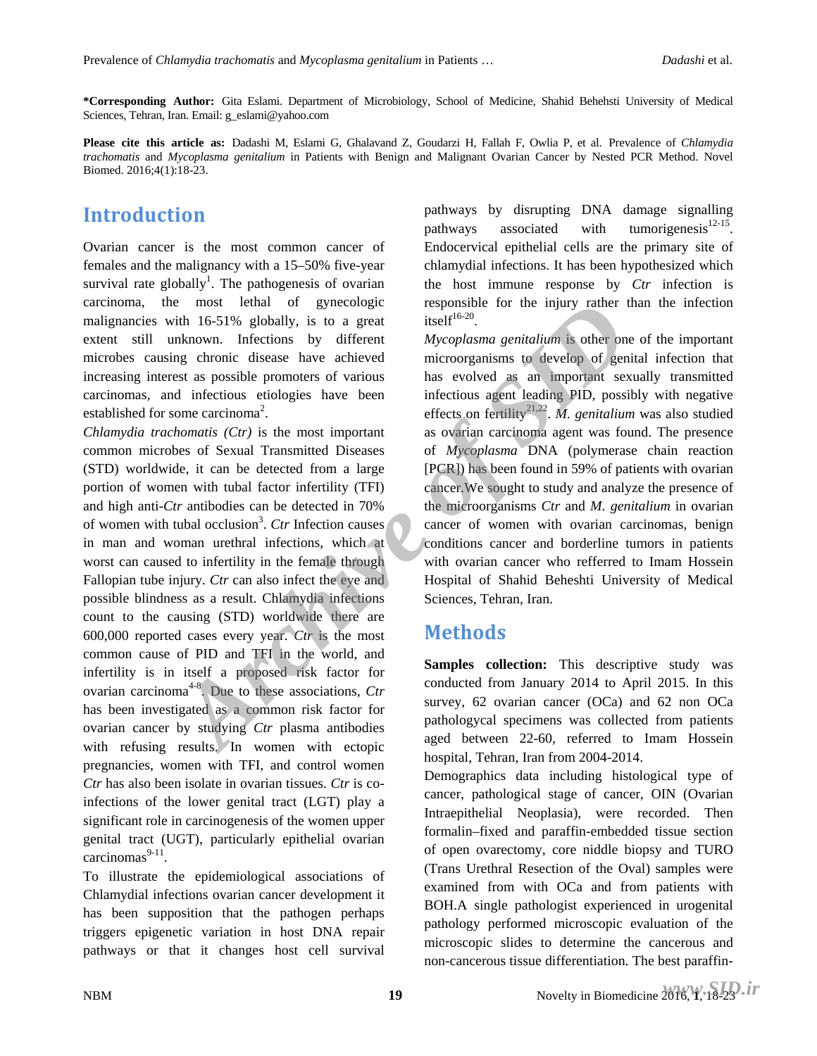**\*Corresponding Author:** Gita Eslami. Department of Microbiology, School of Medicine, Shahid Beheshti University of Medical Sciences, Tehran, Iran. Email: g_eslami@yahoo.com

**Please cite this article as:** Dadashi M, Eslami G, Ghalavand Z, Goudarzi H, Fallah F, Owlia P, et al. Prevalence of *Chlamydia trachomatis* and *Mycoplasma genitalium* in Patients with Benign and Malignant Ovarian Cancer by Nested PCR Method. Novel Biomed. 2016;4(1):18-23.

## Introduction

Ovarian cancer is the most common cancer of females and the malignancy with a 15–50% five-year survival rate globally[1]. The pathogenesis of ovarian carcinoma, the most lethal of gynecologic malignancies with 16-51% globally, is to a great extent still unknown. Infections by different microbes causing chronic disease have achieved increasing interest as possible promoters of various carcinomas, and infectious etiologies have been established for some carcinoma[2].

*Chlamydia trachomatis (Ctr)* is the most important common microbes of Sexual Transmitted Diseases (STD) worldwide, it can be detected from a large portion of women with tubal factor infertility (TFI) and high anti-*Ctr* antibodies can be detected in 70% of women with tubal occlusion[3]. *Ctr* Infection causes in man and woman urethral infections, which at worst can caused to infertility in the female through Fallopian tube injury. *Ctr* can also infect the eye and possible blindness as a result. Chlamydia infections count to the causing (STD) worldwide there are 600,000 reported cases every year. *Ctr* is the most common cause of PID and TFI in the world, and infertility is in itself a proposed risk factor for ovarian carcinoma[4-8]. Due to these associations, *Ctr* has been investigated as a common risk factor for ovarian cancer by studying *Ctr* plasma antibodies with refusing results. In women with ectopic pregnancies, women with TFI, and control women *Ctr* has also been isolate in ovarian tissues. *Ctr* is co-infections of the lower genital tract (LGT) play a significant role in carcinogenesis of the women upper genital tract (UGT), particularly epithelial ovarian carcinomas[9-11].

To illustrate the epidemiological associations of Chlamydial infections ovarian cancer development it has been supposition that the pathogen perhaps triggers epigenetic variation in host DNA repair pathways or that it changes host cell survival pathways by disrupting DNA damage signalling pathways associated with tumorigenesis[12-15]. Endocervical epithelial cells are the primary site of chlamydial infections. It has been hypothesized which the host immune response by *Ctr* infection is responsible for the injury rather than the infection itself[16-20].

*Mycoplasma genitalium* is other one of the important microorganisms to develop of genital infection that has evolved as an important sexually transmitted infectious agent leading PID, possibly with negative effects on fertility[21,22]. *M. genitalium* was also studied as ovarian carcinoma agent was found. The presence of *Mycoplasma* DNA (polymerase chain reaction [PCR]) has been found in 59% of patients with ovarian cancer.We sought to study and analyze the presence of the microorganisms *Ctr* and *M. genitalium* in ovarian cancer of women with ovarian carcinomas, benign conditions cancer and borderline tumors in patients with ovarian cancer who refferred to Imam Hossein Hospital of Shahid Beheshti University of Medical Sciences, Tehran, Iran.

## Methods

**Samples collection:** This descriptive study was conducted from January 2014 to April 2015. In this survey, 62 ovarian cancer (OCa) and 62 non OCa pathologycal specimens was collected from patients aged between 22-60, referred to Imam Hossein hospital, Tehran, Iran from 2004-2014.

Demographics data including histological type of cancer, pathological stage of cancer, OIN (Ovarian Intraepithelial Neoplasia), were recorded. Then formalin–fixed and paraffin-embedded tissue section of open ovarectomy, core niddle biopsy and TURO (Trans Urethral Resection of the Oval) samples were examined from with OCa and from patients with BOH.A single pathologist experienced in urogenital pathology performed microscopic evaluation of the microscopic slides to determine the cancerous and non-cancerous tissue differentiation. The best paraffin-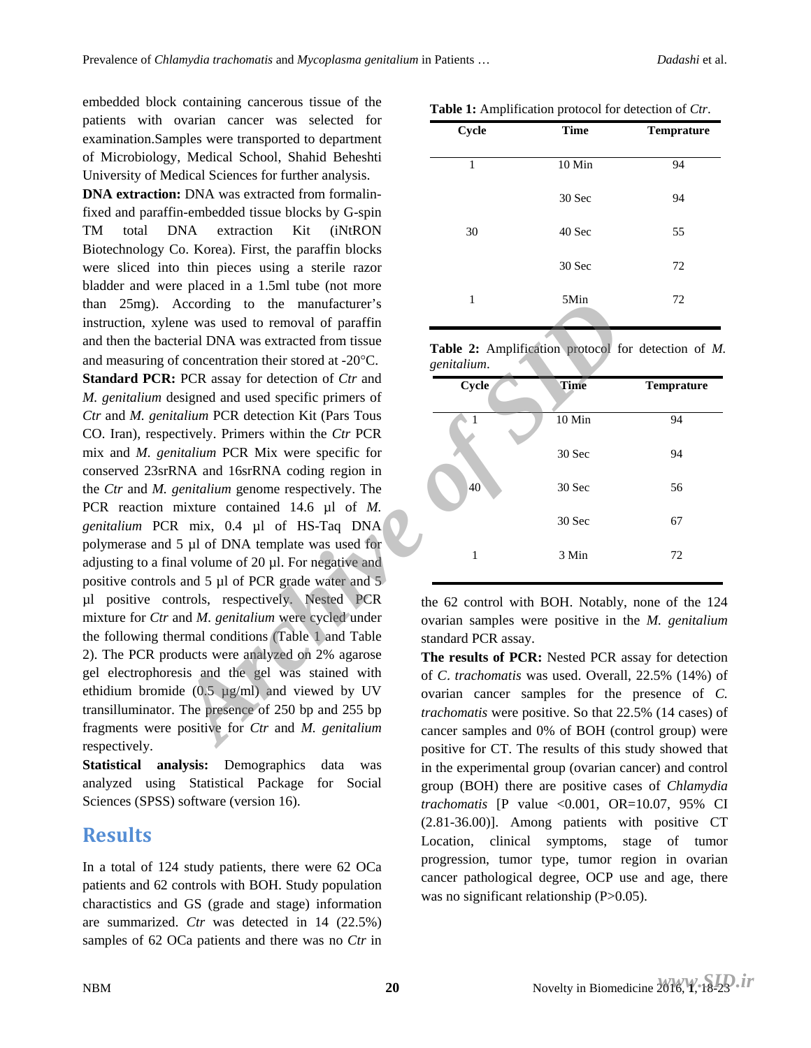embedded block containing cancerous tissue of the patients with ovarian cancer was selected for examination.Samples were transported to department of Microbiology, Medical School, Shahid Beheshti University of Medical Sciences for further analysis.

**DNA extraction:** DNA was extracted from formalin-fixed and paraffin-embedded tissue blocks by G-spin TM total DNA extraction Kit (iNtRON Biotechnology Co. Korea). First, the paraffin blocks were sliced into thin pieces using a sterile razor bladder and were placed in a 1.5ml tube (not more than 25mg). According to the manufacturer's instruction, xylene was used to removal of paraffin and then the bacterial DNA was extracted from tissue and measuring of concentration their stored at -20°C.

**Standard PCR:** PCR assay for detection of *Ctr* and *M. genitalium* designed and used specific primers of *Ctr* and *M. genitalium* PCR detection Kit (Pars Tous CO. Iran), respectively. Primers within the *Ctr* PCR mix and *M. genitalium* PCR Mix were specific for conserved 23srRNA and 16srRNA coding region in the *Ctr* and *M. genitalium* genome respectively. The PCR reaction mixture contained 14.6 µl of *M. genitalium* PCR mix, 0.4 µl of HS-Taq DNA polymerase and 5 µl of DNA template was used for adjusting to a final volume of 20 µl. For negative and positive controls and 5 µl of PCR grade water and 5 µl positive controls, respectively. Nested PCR mixture for *Ctr* and *M. genitalium* were cycled under the following thermal conditions (Table 1 and Table 2). The PCR products were analyzed on 2% agarose gel electrophoresis and the gel was stained with ethidium bromide (0.5 µg/ml) and viewed by UV transillumiator. The presence of 250 bp and 255 bp fragments were positive for *Ctr* and *M. genitalium* respectively.

**Statistical analysis:** Demographics data was analyzed using Statistical Package for Social Sciences (SPSS) software (version 16).

## Results

In a total of 124 study patients, there were 62 OCa patients and 62 controls with BOH. Study population charactistics and GS (grade and stage) information are summarized. *Ctr* was detected in 14 (22.5%) samples of 62 OCa patients and there was no *Ctr* in the 62 control with BOH. Notably, none of the 124 ovarian samples were positive in the *M. genitalium* standard PCR assay.

**Table 1:** Amplification protocol for detection of *Ctr*.

| Cycle | Time | Temprature |
|---|---|---|
| 1 | 10 Min | 94 |
| | 30 Sec | 94 |
| 30 | 40 Sec | 55 |
| | 30 Sec | 72 |
| 1 | 5Min | 72 |

**Table 2:** Amplification protocol for detection of *M. genitalium*.

| Cycle | Time | Temprature |
|---|---|---|
| 1 | 10 Min | 94 |
| | 30 Sec | 94 |
| 40 | 30 Sec | 56 |
| | 30 Sec | 67 |
| 1 | 3 Min | 72 |

**The results of PCR:** Nested PCR assay for detection of *C. trachomatis* was used. Overall, 22.5% (14%) of ovarian cancer samples for the presence of *C. trachomatis* were positive. So that 22.5% (14 cases) of cancer samples and 0% of BOH (control group) were positive for CT. The results of this study showed that in the experimental group (ovarian cancer) and control group (BOH) there are positive cases of *Chlamydia trachomatis* [P value <0.001, OR=10.07, 95% CI (2.81-36.00)]. Among patients with positive CT Location, clinical symptoms, stage of tumor progression, tumor type, tumor region in ovarian cancer pathological degree, OCP use and age, there was no significant relationship (P>0.05).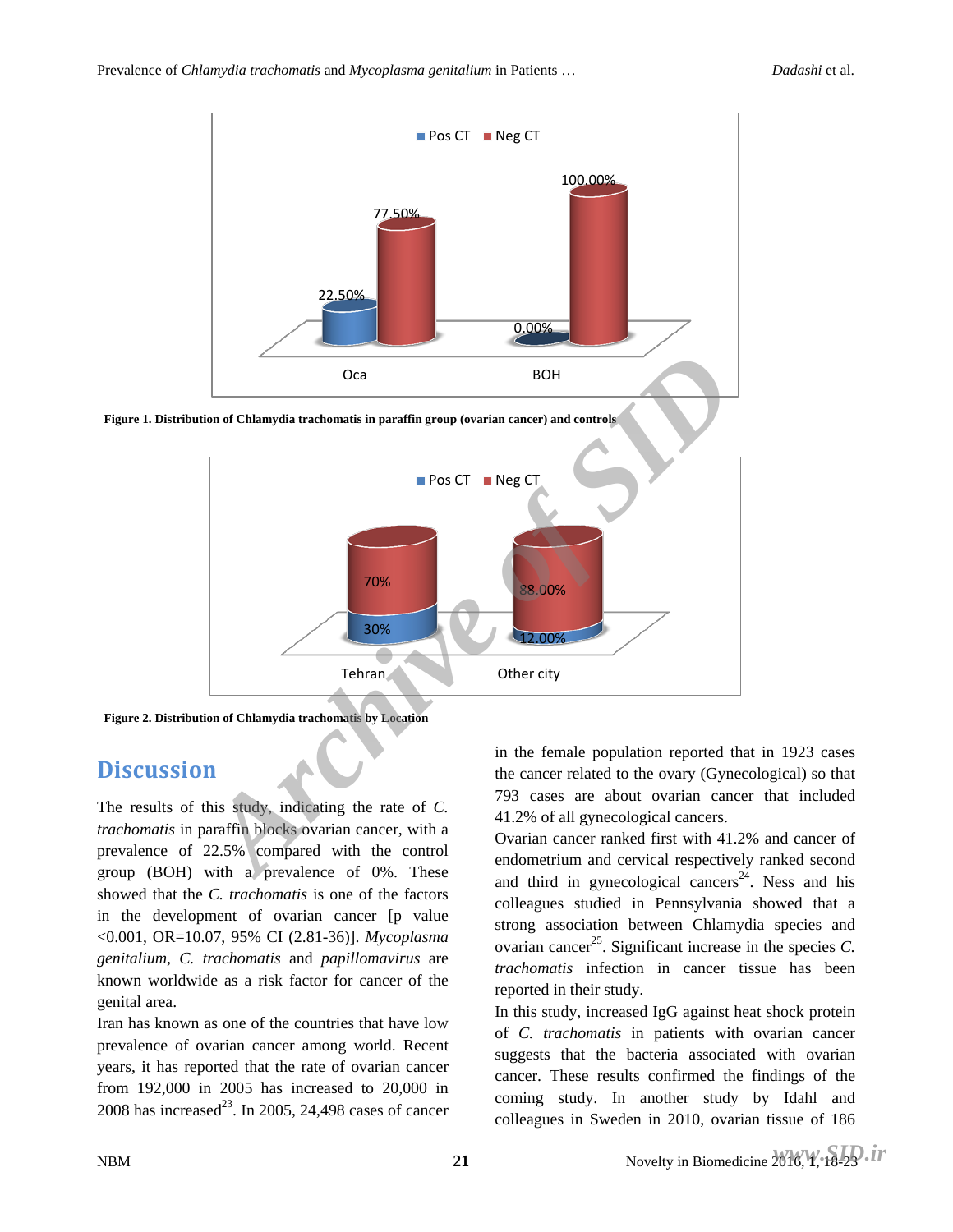Figure 1. Distribution of Chlamydia trachomatis in paraffin group (ovarian cancer) and controls

Figure 2. Distribution of Chlamydia trachomatis by Location

## Discussion

The results of this study, indicating the rate of *C. trachomatis* in paraffin blocks ovarian cancer, with a prevalence of 22.5% compared with the control group (BOH) with a prevalence of 0%. These showed that the *C. trachomatis* is one of the factors in the development of ovarian cancer [p value <0.001, OR=10.07, 95% CI (2.81-36)]. *Mycoplasma genitalium*, *C. trachomatis* and *papillomavirus* are known worldwide as a risk factor for cancer of the genital area.

Iran has known as one of the countries that have low prevalence of ovarian cancer among world. Recent years, it has reported that the rate of ovarian cancer from 192,000 in 2005 has increased to 20,000 in 2008 has increased[23]. In 2005, 24,498 cases of cancer in the female population reported that in 1923 cases the cancer related to the ovary (Gynecological) so that 793 cases are about ovarian cancer that included 41.2% of all gynecological cancers.

Ovarian cancer ranked first with 41.2% and cancer of endometrium and cervical respectively ranked second and third in gynecological cancers[24]. Ness and his colleagues studied in Pennsylvania showed that a strong association between Chlamydia species and ovarian cancer[25]. Significant increase in the species *C. trachomatis* infection in cancer tissue has been reported in their study.

In this study, increased IgG against heat shock protein of *C. trachomatis* in patients with ovarian cancer suggests that the bacteria associated with ovarian cancer. These results confirmed the findings of the coming study. In another study by Idahl and colleagues in Sweden in 2010, ovarian tissue of 186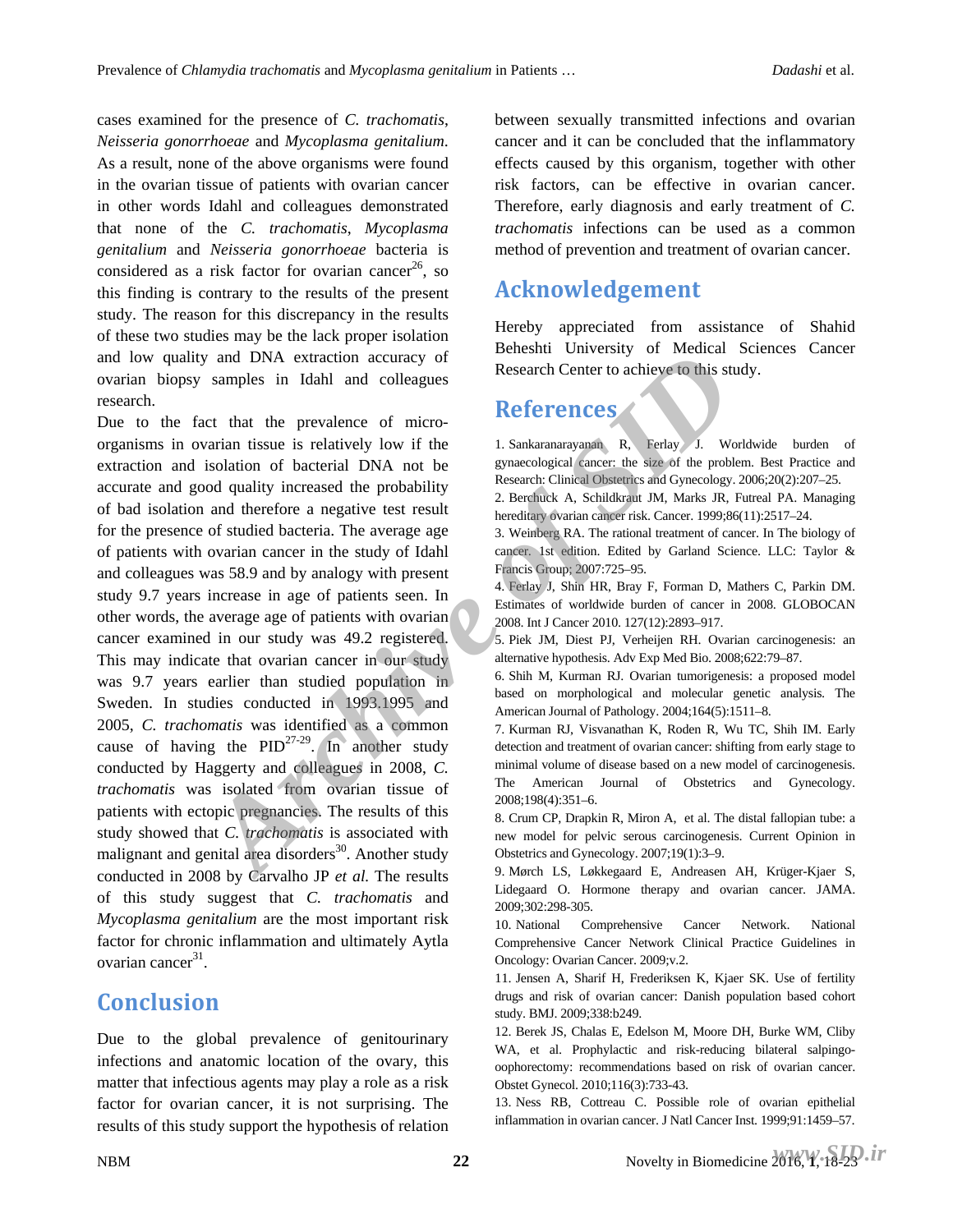cases examined for the presence of *C. trachomatis*, *Neisseria gonorrhoeae* and *Mycoplasma genitalium*. As a result, none of the above organisms were found in the ovarian tissue of patients with ovarian cancer in other words Idahl and colleagues demonstrated that none of the *C. trachomatis*, *Mycoplasma genitalium* and *Neisseria gonorrhoeae* bacteria is considered as a risk factor for ovarian cancer[26], so this finding is contrary to the results of the present study. The reason for this discrepancy in the results of these two studies may be the lack proper isolation and low quality and DNA extraction accuracy of ovarian biopsy samples in Idahl and colleagues research.

Due to the fact that the prevalence of micro-organisms in ovarian tissue is relatively low if the extraction and isolation of bacterial DNA not be accurate and good quality increased the probability of bad isolation and therefore a negative test result for the presence of studied bacteria. The average age of patients with ovarian cancer in the study of Idahl and colleagues was 58.9 and by analogy with present study 9.7 years increase in age of patients seen. In other words, the average age of patients with ovarian cancer examined in our study was 49.2 registered. This may indicate that ovarian cancer in our study was 9.7 years earlier than studied population in Sweden. In studies conducted in 1993.1995 and 2005, *C. trachomatis* was identified as a common cause of having the PID[27-29]. In another study conducted by Haggerty and colleagues in 2008, *C. trachomatis* was isolated from ovarian tissue of patients with ectopic pregnancies. The results of this study showed that *C. trachomatis* is associated with malignant and genital area disorders[30]. Another study conducted in 2008 by Carvalho JP *et al.* The results of this study suggest that *C. trachomatis* and *Mycoplasma genitalium* are the most important risk factor for chronic inflammation and ultimately Aytla ovarian cancer[31].

## Conclusion

Due to the global prevalence of genitourinary infections and anatomic location of the ovary, this matter that infectious agents may play a role as a risk factor for ovarian cancer, it is not surprising. The results of this study support the hypothesis of relation between sexually transmitted infections and ovarian cancer and it can be concluded that the inflammatory effects caused by this organism, together with other risk factors, can be effective in ovarian cancer. Therefore, early diagnosis and early treatment of *C. trachomatis* infections can be used as a common method of prevention and treatment of ovarian cancer.

## Acknowledgement

Hereby appreciated from assistance of Shahid Beheshti University of Medical Sciences Cancer Research Center to achieve to this study.

## References

1. Sankaranarayanan R, Ferlay J. Worldwide burden of gynaecological cancer: the size of the problem. Best Practice and Research: Clinical Obstetrics and Gynecology. 2006;20(2):207–25.
2. Berchuck A, Schildkraut JM, Marks JR, Futreal PA. Managing hereditary ovarian cancer risk. Cancer. 1999;86(11):2517–24.
3. Weinberg RA. The rational treatment of cancer. In The biology of cancer. 1st edition. Edited by Garland Science. LLC: Taylor & Francis Group; 2007:725–95.
4. Ferlay J, Shin HR, Bray F, Forman D, Mathers C, Parkin DM. Estimates of worldwide burden of cancer in 2008. GLOBOCAN 2008. Int J Cancer 2010. 127(12):2893–917.
5. Piek JM, Diest PJ, Verheijen RH. Ovarian carcinogenesis: an alternative hypothesis. Adv Exp Med Bio. 2008;622:79–87.
6. Shih M, Kurman RJ. Ovarian tumorigenesis: a proposed model based on morphological and molecular genetic analysis. The American Journal of Pathology. 2004;164(5):1511–8.
7. Kurman RJ, Visvanathan K, Roden R, Wu TC, Shih IM. Early detection and treatment of ovarian cancer: shifting from early stage to minimal volume of disease based on a new model of carcinogenesis. The American Journal of Obstetrics and Gynecology. 2008;198(4):351–6.
8. Crum CP, Drapkin R, Miron A, et al. The distal fallopian tube: a new model for pelvic serous carcinogenesis. Current Opinion in Obstetrics and Gynecology. 2007;19(1):3–9.
9. Mørch LS, Løkkegaard E, Andreasen AH, Krüger-Kjaer S, Lidegaard O. Hormone therapy and ovarian cancer. JAMA. 2009;302:298-305.
10. National Comprehensive Cancer Network. National Comprehensive Cancer Network Clinical Practice Guidelines in Oncology: Ovarian Cancer. 2009;v.2.
11. Jensen A, Sharif H, Frederiksen K, Kjaer SK. Use of fertility drugs and risk of ovarian cancer: Danish population based cohort study. BMJ. 2009;338:b249.
12. Berek JS, Chalas E, Edelson M, Moore DH, Burke WM, Cliby WA, et al. Prophylactic and risk-reducing bilateral salpingo-oophorectomy: recommendations based on risk of ovarian cancer. Obstet Gynecol. 2010;116(3):733-43.
13. Ness RB, Cottreau C. Possible role of ovarian epithelial inflammation in ovarian cancer. J Natl Cancer Inst. 1999;91:1459–57.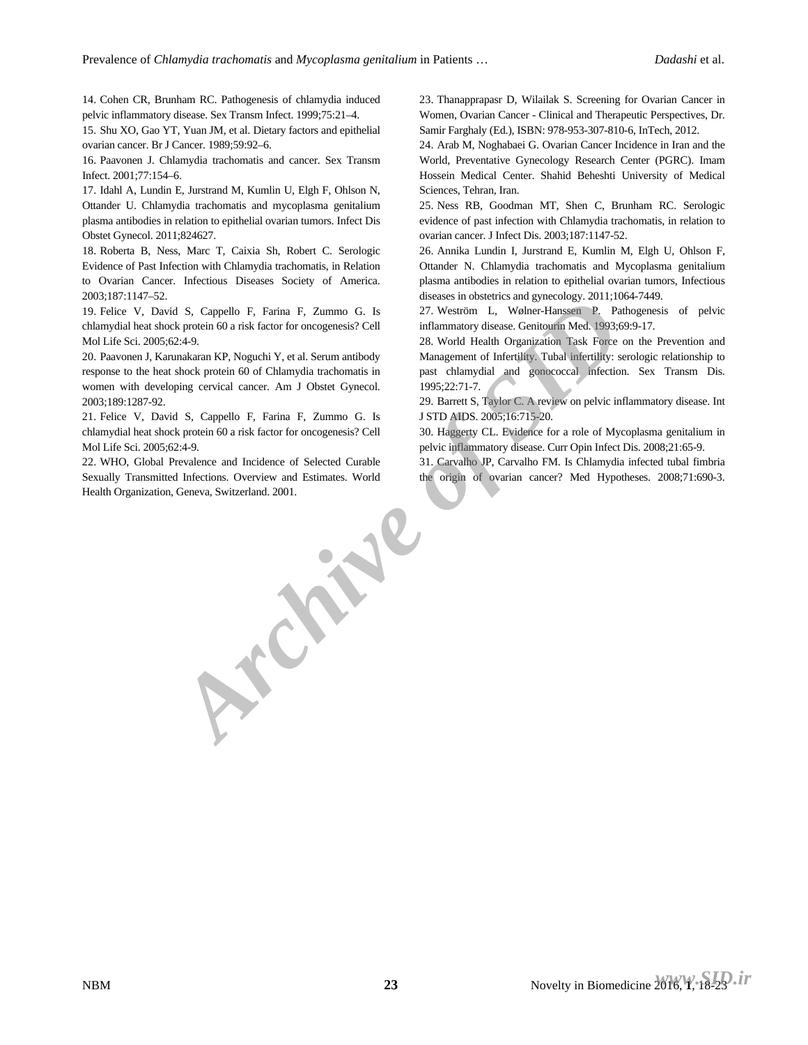14. Cohen CR, Brunham RC. Pathogenesis of chlamydia induced pelvic inflammatory disease. Sex Transm Infect. 1999;75:21–4.

15. Shu XO, Gao YT, Yuan JM, et al. Dietary factors and epithelial ovarian cancer. Br J Cancer. 1989;59:92–6.

16. Paavonen J. Chlamydia trachomatis and cancer. Sex Transm Infect. 2001;77:154–6.

17. Idahl A, Lundin E, Jurstrand M, Kumlin U, Elgh F, Ohlson N, Ottander U. Chlamydia trachomatis and mycoplasma genitalium plasma antibodies in relation to epithelial ovarian tumors. Infect Dis Obstet Gynecol. 2011;824627.

18. Roberta B, Ness, Marc T, Caixia Sh, Robert C. Serologic Evidence of Past Infection with Chlamydia trachomatis, in Relation to Ovarian Cancer. Infectious Diseases Society of America. 2003;187:1147–52.

19. Felice V, David S, Cappello F, Farina F, Zummo G. Is chlamydial heat shock protein 60 a risk factor for oncogenesis? Cell Mol Life Sci. 2005;62:4-9.

20. Paavonen J, Karunakaran KP, Noguchi Y, et al. Serum antibody response to the heat shock protein 60 of Chlamydia trachomatis in women with developing cervical cancer. Am J Obstet Gynecol. 2003;189:1287-92.

21. Felice V, David S, Cappello F, Farina F, Zummo G. Is chlamydial heat shock protein 60 a risk factor for oncogenesis? Cell Mol Life Sci. 2005;62:4-9.

22. WHO, Global Prevalence and Incidence of Selected Curable Sexually Transmitted Infections. Overview and Estimates. World Health Organization, Geneva, Switzerland. 2001.

23. Thanapprapasr D, Wilailak S. Screening for Ovarian Cancer in Women, Ovarian Cancer - Clinical and Therapeutic Perspectives, Dr. Samir Farghaly (Ed.), ISBN: 978-953-307-810-6, InTech, 2012.

24. Arab M, Noghabaei G. Ovarian Cancer Incidence in Iran and the World, Preventative Gynecology Research Center (PGRC). Imam Hossein Medical Center. Shahid Beheshti University of Medical Sciences, Tehran, Iran.

25. Ness RB, Goodman MT, Shen C, Brunham RC. Serologic evidence of past infection with Chlamydia trachomatis, in relation to ovarian cancer. J Infect Dis. 2003;187:1147-52.

26. Annika Lundin I, Jurstrand E, Kumlin M, Elgh U, Ohlson F, Ottander N. Chlamydia trachomatis and Mycoplasma genitalium plasma antibodies in relation to epithelial ovarian tumors, Infectious diseases in obstetrics and gynecology. 2011;1064-7449.

27. Weström L, Wølner-Hanssen P. Pathogenesis of pelvic inflammatory disease. Genitourin Med. 1993;69:9-17.

28. World Health Organization Task Force on the Prevention and Management of Infertility. Tubal infertility: serologic relationship to past chlamydial and gonococcal infection. Sex Transm Dis. 1995;22:71-7.

29. Barrett S, Taylor C. A review on pelvic inflammatory disease. Int J STD AIDS. 2005;16:715-20.

30. Haggerty CL. Evidence for a role of Mycoplasma genitalium in pelvic inflammatory disease. Curr Opin Infect Dis. 2008;21:65-9.

31. Carvalho JP, Carvalho FM. Is Chlamydia infected tubal fimbria the origin of ovarian cancer? Med Hypotheses. 2008;71:690-3.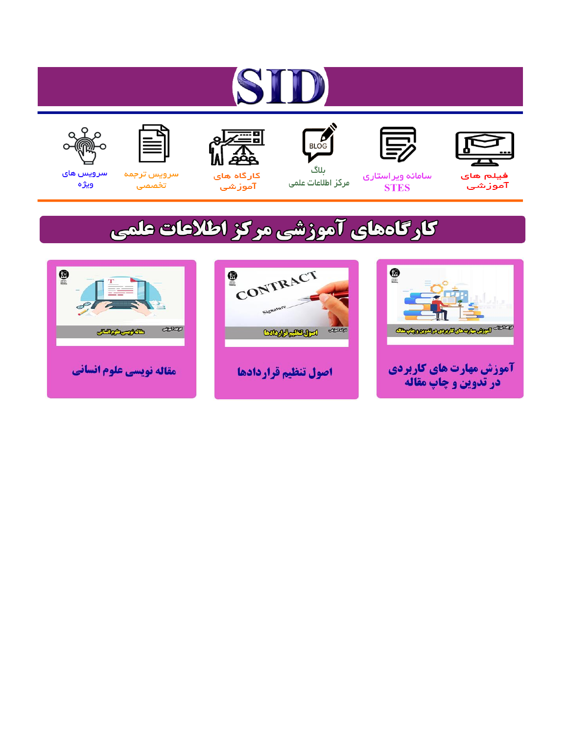# SID

فیلم های آموزشی

سامانه ویراستاری STES

بلاگ مرکز اطلاعات علمی

کارگاه های آموزشی

سرویس ترجمه تخصصی

سرویس های ویژه

## کارگاه‌های آموزشی مرکز اطلاعات علمی

آموزش مهارت های کاربردی در تدوین و چاپ مقاله

اصول تنظیم قراردادها

مقاله نویسی علوم انسانی